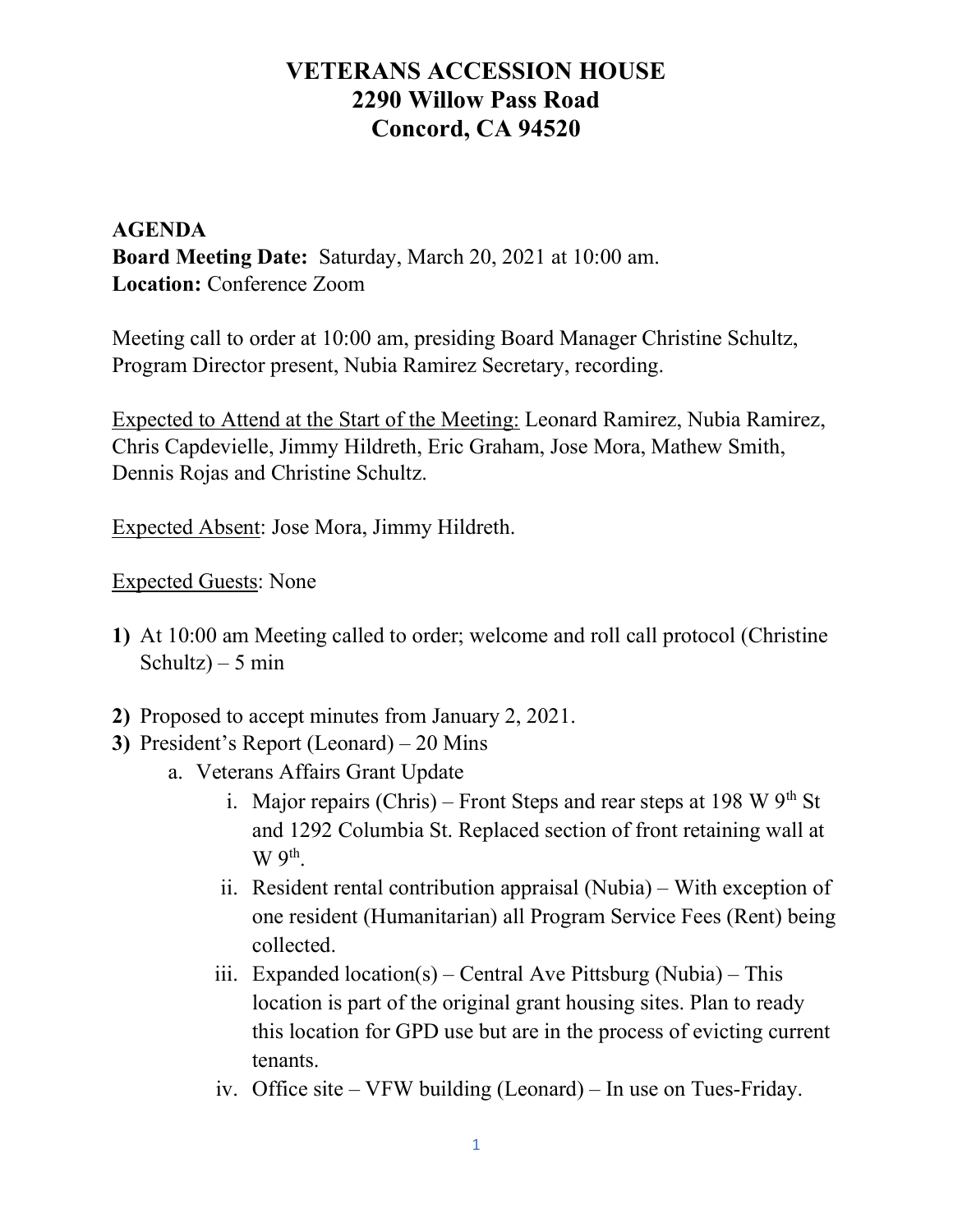# VETERANS ACCESSION HOUSE
# 2290 Willow Pass Road
# Concord, CA 94520

**AGENDA**
**Board Meeting Date:** Saturday, March 20, 2021 at 10:00 am.
**Location:** Conference Zoom

Meeting call to order at 10:00 am, presiding Board Manager Christine Schultz, Program Director present, Nubia Ramirez Secretary, recording.

Expected to Attend at the Start of the Meeting: Leonard Ramirez, Nubia Ramirez, Chris Capdevielle, Jimmy Hildreth, Eric Graham, Jose Mora, Mathew Smith, Dennis Rojas and Christine Schultz.

Expected Absent: Jose Mora, Jimmy Hildreth.

Expected Guests: None

1) At 10:00 am Meeting called to order; welcome and roll call protocol (Christine Schultz) – 5 min
2) Proposed to accept minutes from January 2, 2021.
3) President's Report (Leonard) – 20 Mins
   a. Veterans Affairs Grant Update
      i. Major repairs (Chris) – Front Steps and rear steps at 198 W 9th St and 1292 Columbia St. Replaced section of front retaining wall at W 9th.
      ii. Resident rental contribution appraisal (Nubia) – With exception of one resident (Humanitarian) all Program Service Fees (Rent) being collected.
      iii. Expanded location(s) – Central Ave Pittsburg (Nubia) – This location is part of the original grant housing sites. Plan to ready this location for GPD use but are in the process of evicting current tenants.
      iv. Office site – VFW building (Leonard) – In use on Tues-Friday.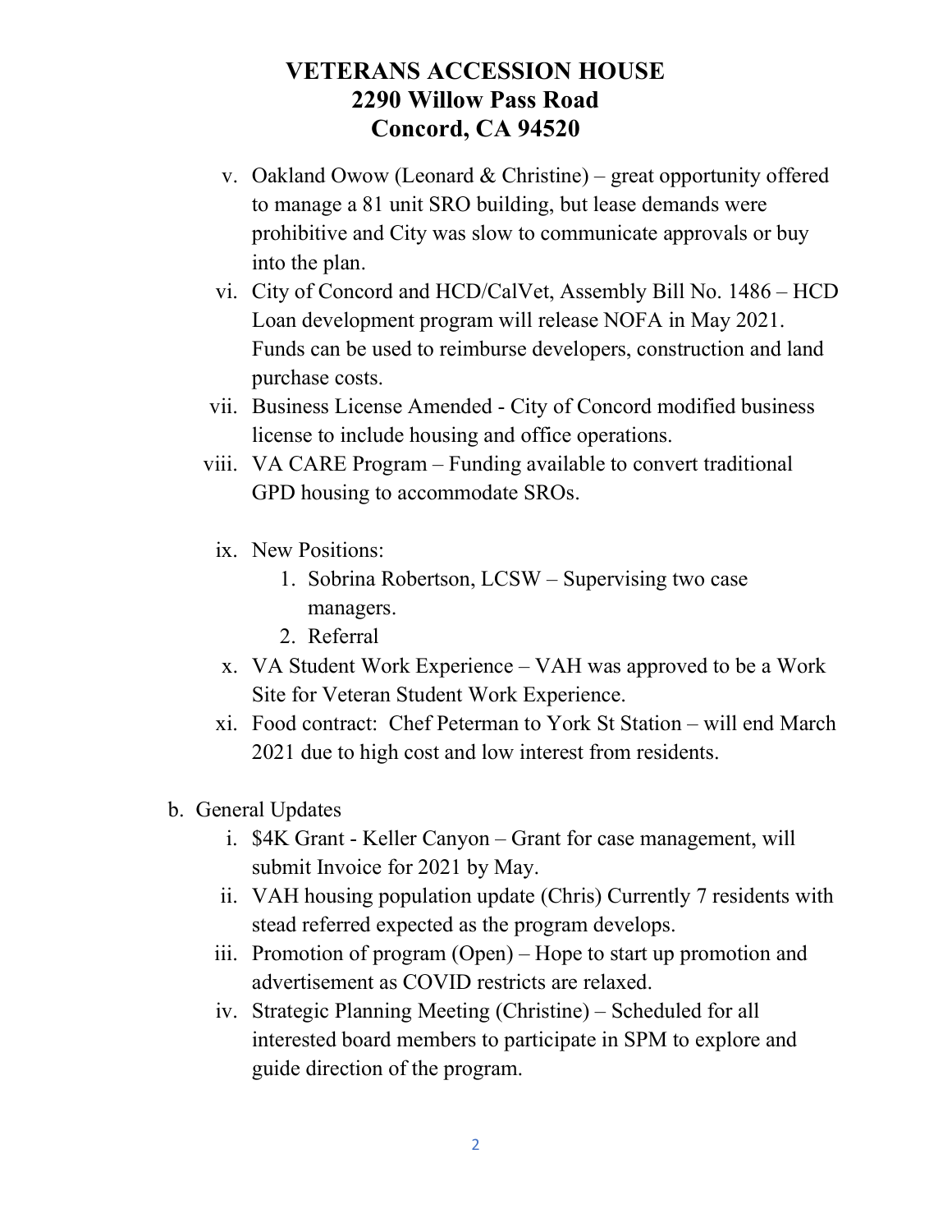# VETERANS ACCESSION HOUSE
# 2290 Willow Pass Road
# Concord, CA 94520

v. Oakland Owow (Leonard & Christine) – great opportunity offered to manage a 81 unit SRO building, but lease demands were prohibitive and City was slow to communicate approvals or buy into the plan.

vi. City of Concord and HCD/CalVet, Assembly Bill No. 1486 – HCD Loan development program will release NOFA in May 2021. Funds can be used to reimburse developers, construction and land purchase costs.

vii. Business License Amended - City of Concord modified business license to include housing and office operations.

viii. VA CARE Program – Funding available to convert traditional GPD housing to accommodate SROs.

ix. New Positions:
   1. Sobrina Robertson, LCSW – Supervising two case managers.
   2. Referral

x. VA Student Work Experience – VAH was approved to be a Work Site for Veteran Student Work Experience.

xi. Food contract: Chef Peterman to York St Station – will end March 2021 due to high cost and low interest from residents.

b. General Updates

   i. $4K Grant - Keller Canyon – Grant for case management, will submit Invoice for 2021 by May.

   ii. VAH housing population update (Chris) Currently 7 residents with stead referred expected as the program develops.

   iii. Promotion of program (Open) – Hope to start up promotion and advertisement as COVID restricts are relaxed.

   iv. Strategic Planning Meeting (Christine) – Scheduled for all interested board members to participate in SPM to explore and guide direction of the program.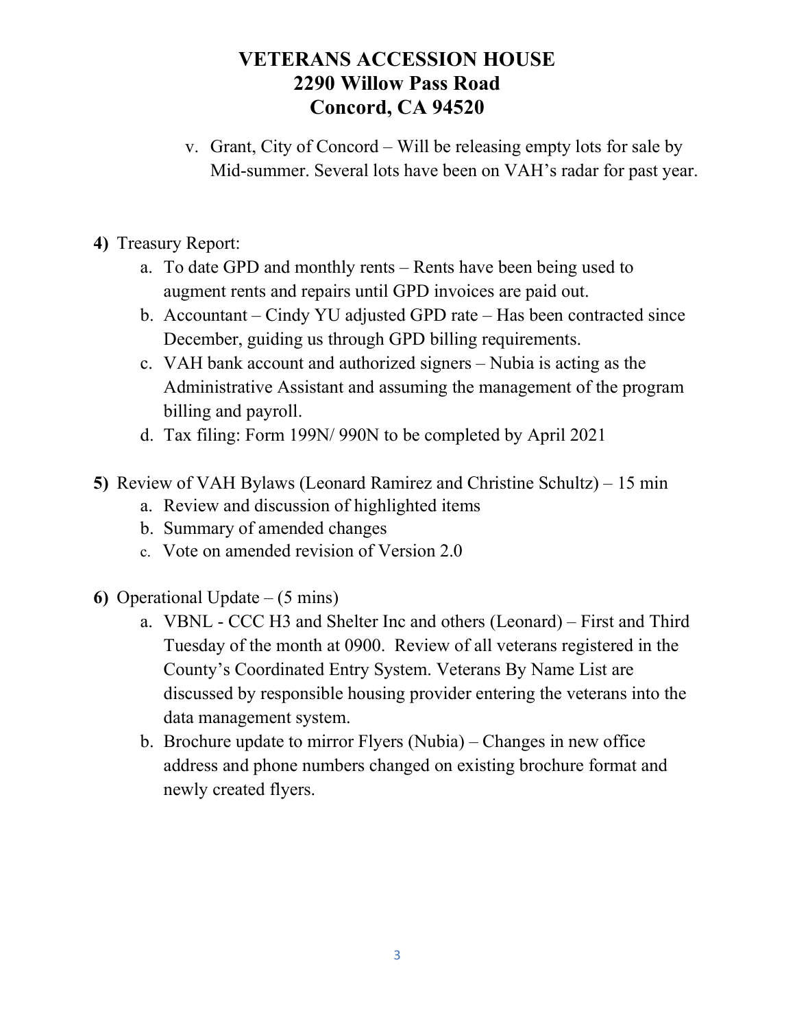# VETERANS ACCESSION HOUSE
# 2290 Willow Pass Road
# Concord, CA 94520

v. Grant, City of Concord – Will be releasing empty lots for sale by Mid-summer. Several lots have been on VAH's radar for past year.

**4)** Treasury Report:

a. To date GPD and monthly rents – Rents have been being used to augment rents and repairs until GPD invoices are paid out.

b. Accountant – Cindy YU adjusted GPD rate – Has been contracted since December, guiding us through GPD billing requirements.

c. VAH bank account and authorized signers – Nubia is acting as the Administrative Assistant and assuming the management of the program billing and payroll.

d. Tax filing: Form 199N/ 990N to be completed by April 2021

**5)** Review of VAH Bylaws (Leonard Ramirez and Christine Schultz) – 15 min

a. Review and discussion of highlighted items

b. Summary of amended changes

c. Vote on amended revision of Version 2.0

**6)** Operational Update – (5 mins)

a. VBNL - CCC H3 and Shelter Inc and others (Leonard) – First and Third Tuesday of the month at 0900. Review of all veterans registered in the County's Coordinated Entry System. Veterans By Name List are discussed by responsible housing provider entering the veterans into the data management system.

b. Brochure update to mirror Flyers (Nubia) – Changes in new office address and phone numbers changed on existing brochure format and newly created flyers.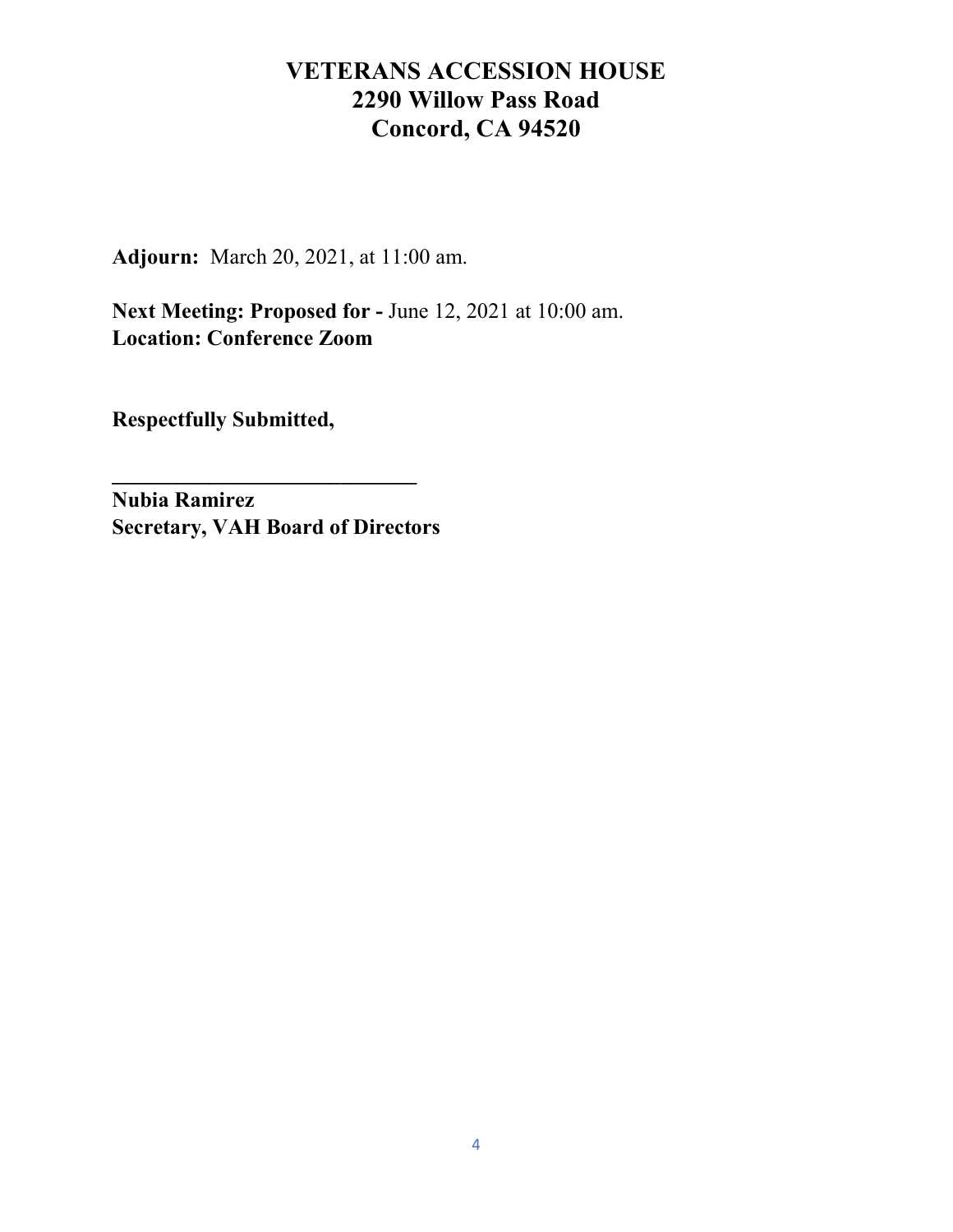# VETERANS ACCESSION HOUSE
## 2290 Willow Pass Road
## Concord, CA 94520

**Adjourn:** March 20, 2021, at 11:00 am.

**Next Meeting: Proposed for -** June 12, 2021 at 10:00 am.
**Location: Conference Zoom**

**Respectfully Submitted,**

**______________________________**
**Nubia Ramirez**
**Secretary, VAH Board of Directors**